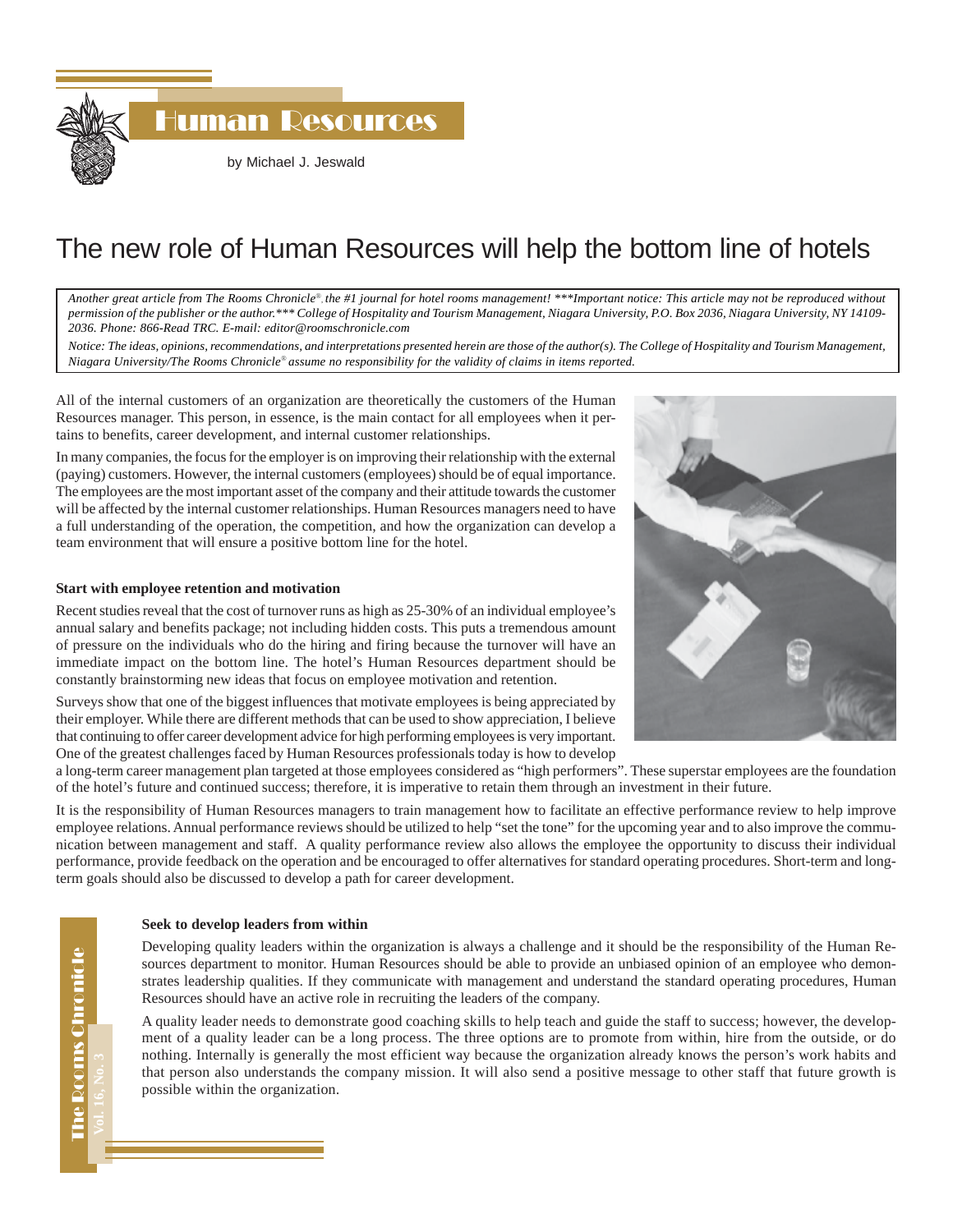# Human Resources

by Michael J. Jeswald

## The new role of Human Resources will help the bottom line of hotels

*Another great article from The Rooms Chronicle®, the #1 journal for hotel rooms management! \*\*\*Important notice: This article may not be reproduced without permission of the publisher or the author.\*\*\* College of Hospitality and Tourism Management, Niagara University, P.O. Box 2036, Niagara University, NY 14109-2036. Phone: 866-Read TRC. E-mail: editor@roomschronicle.com*

*Notice: The ideas, opinions, recommendations, and interpretations presented herein are those of the author(s). The College of Hospitality and Tourism Management, Niagara University/The Rooms Chronicle® assume no responsibility for the validity of claims in items reported.*

All of the internal customers of an organization are theoretically the customers of the Human Resources manager. This person, in essence, is the main contact for all employees when it pertains to benefits, career development, and internal customer relationships.

In many companies, the focus for the employer is on improving their relationship with the external (paying) customers. However, the internal customers (employees) should be of equal importance. The employees are the most important asset of the company and their attitude towards the customer will be affected by the internal customer relationships. Human Resources managers need to have a full understanding of the operation, the competition, and how the organization can develop a team environment that will ensure a positive bottom line for the hotel.

**Start with employee retention and motivation**

Recent studies reveal that the cost of turnover runs as high as 25-30% of an individual employee's annual salary and benefits package; not including hidden costs. This puts a tremendous amount of pressure on the individuals who do the hiring and firing because the turnover will have an immediate impact on the bottom line. The hotel's Human Resources department should be constantly brainstorming new ideas that focus on employee motivation and retention.

Surveys show that one of the biggest influences that motivate employees is being appreciated by their employer. While there are different methods that can be used to show appreciation, I believe that continuing to offer career development advice for high performing employees is very important. One of the greatest challenges faced by Human Resources professionals today is how to develop a long-term career management plan targeted at those employees considered as "high performers". These superstar employees are the foundation of the hotel's future and continued success; therefore, it is imperative to retain them through an investment in their future.

It is the responsibility of Human Resources managers to train management how to facilitate an effective performance review to help improve employee relations. Annual performance reviews should be utilized to help "set the tone" for the upcoming year and to also improve the communication between management and staff. A quality performance review also allows the employee the opportunity to discuss their individual performance, provide feedback on the operation and be encouraged to offer alternatives for standard operating procedures. Short-term and long-term goals should also be discussed to develop a path for career development.

**Seek to develop leaders from within**

Developing quality leaders within the organization is always a challenge and it should be the responsibility of the Human Resources department to monitor. Human Resources should be able to provide an unbiased opinion of an employee who demonstrates leadership qualities. If they communicate with management and understand the standard operating procedures, Human Resources should have an active role in recruiting the leaders of the company.

A quality leader needs to demonstrate good coaching skills to help teach and guide the staff to success; however, the development of a quality leader can be a long process. The three options are to promote from within, hire from the outside, or do nothing. Internally is generally the most efficient way because the organization already knows the person's work habits and that person also understands the company mission. It will also send a positive message to other staff that future growth is possible within the organization.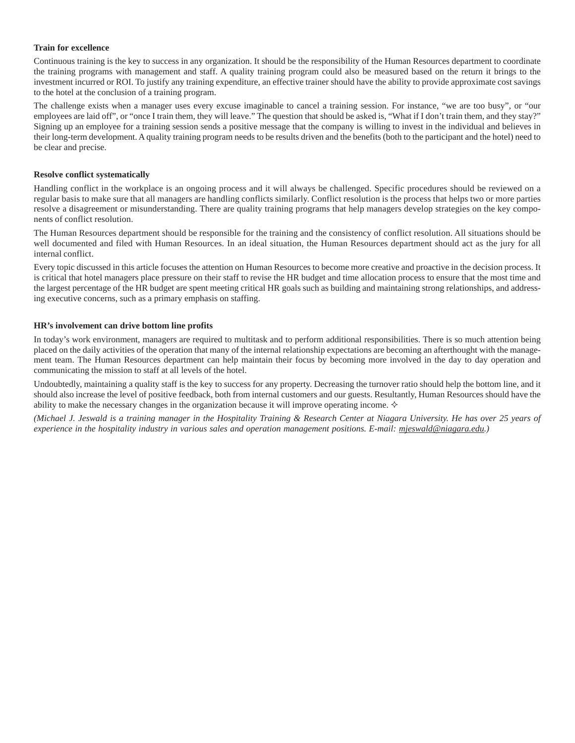**Train for excellence**

Continuous training is the key to success in any organization. It should be the responsibility of the Human Resources department to coordinate the training programs with management and staff. A quality training program could also be measured based on the return it brings to the investment incurred or ROI. To justify any training expenditure, an effective trainer should have the ability to provide approximate cost savings to the hotel at the conclusion of a training program.

The challenge exists when a manager uses every excuse imaginable to cancel a training session. For instance, "we are too busy", or "our employees are laid off", or "once I train them, they will leave." The question that should be asked is, "What if I don't train them, and they stay?" Signing up an employee for a training session sends a positive message that the company is willing to invest in the individual and believes in their long-term development. A quality training program needs to be results driven and the benefits (both to the participant and the hotel) need to be clear and precise.

**Resolve conflict systematically**

Handling conflict in the workplace is an ongoing process and it will always be challenged. Specific procedures should be reviewed on a regular basis to make sure that all managers are handling conflicts similarly. Conflict resolution is the process that helps two or more parties resolve a disagreement or misunderstanding. There are quality training programs that help managers develop strategies on the key components of conflict resolution.

The Human Resources department should be responsible for the training and the consistency of conflict resolution. All situations should be well documented and filed with Human Resources. In an ideal situation, the Human Resources department should act as the jury for all internal conflict.

Every topic discussed in this article focuses the attention on Human Resources to become more creative and proactive in the decision process. It is critical that hotel managers place pressure on their staff to revise the HR budget and time allocation process to ensure that the most time and the largest percentage of the HR budget are spent meeting critical HR goals such as building and maintaining strong relationships, and addressing executive concerns, such as a primary emphasis on staffing.

**HR's involvement can drive bottom line profits**

In today's work environment, managers are required to multitask and to perform additional responsibilities. There is so much attention being placed on the daily activities of the operation that many of the internal relationship expectations are becoming an afterthought with the management team. The Human Resources department can help maintain their focus by becoming more involved in the day to day operation and communicating the mission to staff at all levels of the hotel.

Undoubtedly, maintaining a quality staff is the key to success for any property. Decreasing the turnover ratio should help the bottom line, and it should also increase the level of positive feedback, both from internal customers and our guests. Resultantly, Human Resources should have the ability to make the necessary changes in the organization because it will improve operating income. ✧

*(Michael J. Jeswald is a training manager in the Hospitality Training & Research Center at Niagara University. He has over 25 years of experience in the hospitality industry in various sales and operation management positions. E-mail: mjeswald@niagara.edu.)*